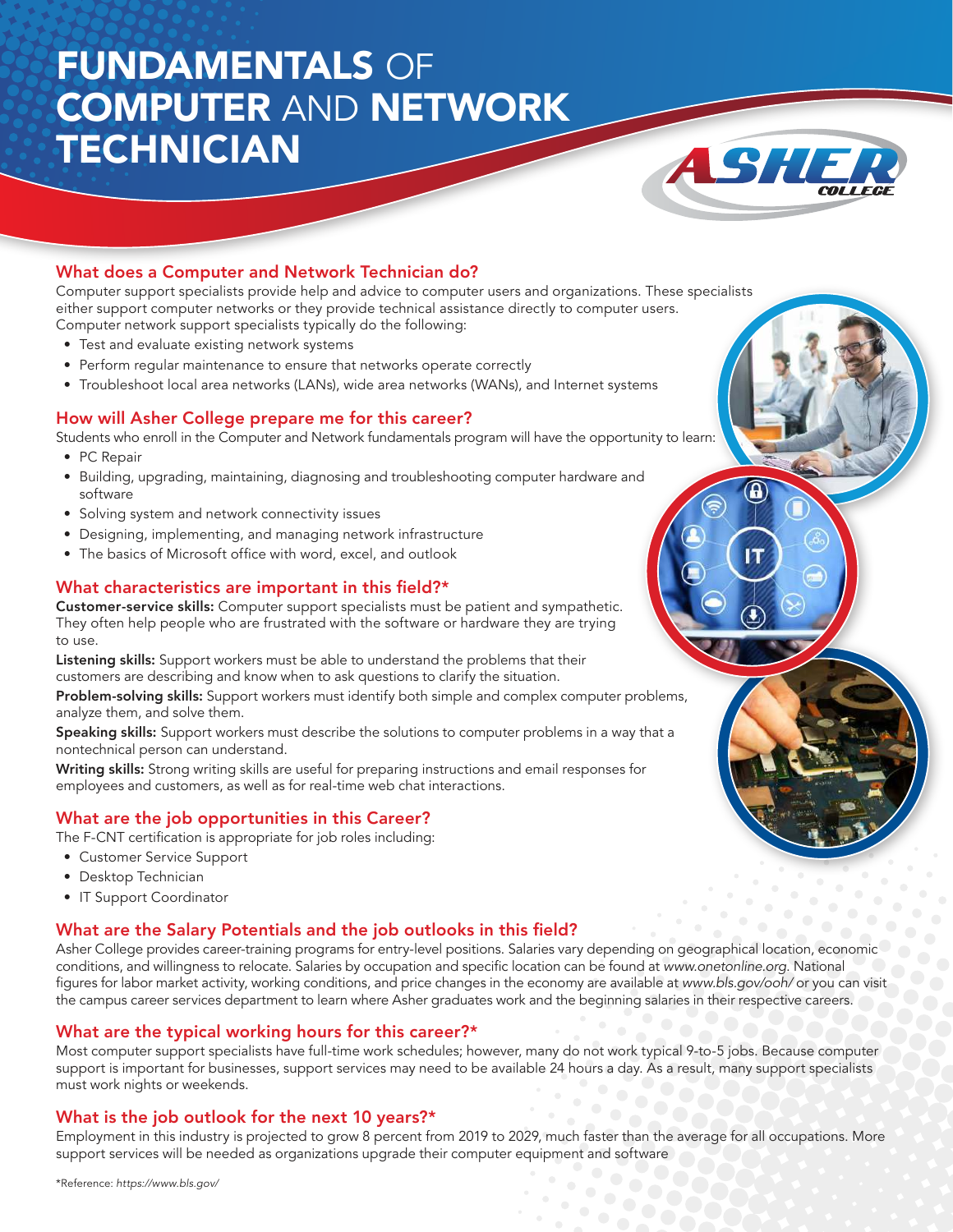# FUNDAMENTALS OF COMPUTER AND NETWORK TECHNICIAN

## What does a Computer and Network Technician do?

Computer support specialists provide help and advice to computer users and organizations. These specialists either support computer networks or they provide technical assistance directly to computer users. Computer network support specialists typically do the following:

- Test and evaluate existing network systems
- Perform regular maintenance to ensure that networks operate correctly
- Troubleshoot local area networks (LANs), wide area networks (WANs), and Internet systems

## How will Asher College prepare me for this career?

Students who enroll in the Computer and Network fundamentals program will have the opportunity to learn:

- PC Repair
- Building, upgrading, maintaining, diagnosing and troubleshooting computer hardware and software
- Solving system and network connectivity issues
- Designing, implementing, and managing network infrastructure
- The basics of Microsoft office with word, excel, and outlook

## What characteristics are important in this field?*

**Customer-service skills:** Computer support specialists must be patient and sympathetic. They often help people who are frustrated with the software or hardware they are trying to use.

**Listening skills:** Support workers must be able to understand the problems that their customers are describing and know when to ask questions to clarify the situation.

**Problem-solving skills:** Support workers must identify both simple and complex computer problems, analyze them, and solve them.

**Speaking skills:** Support workers must describe the solutions to computer problems in a way that a nontechnical person can understand.

**Writing skills:** Strong writing skills are useful for preparing instructions and email responses for employees and customers, as well as for real-time web chat interactions.

## What are the job opportunities in this Career?

The F-CNT certification is appropriate for job roles including:

- Customer Service Support
- Desktop Technician
- IT Support Coordinator

## What are the Salary Potentials and the job outlooks in this field?

Asher College provides career-training programs for entry-level positions. Salaries vary depending on geographical location, economic conditions, and willingness to relocate. Salaries by occupation and specific location can be found at *www.onetonline.org.* National figures for labor market activity, working conditions, and price changes in the economy are available at *www.bls.gov/ooh/* or you can visit the campus career services department to learn where Asher graduates work and the beginning salaries in their respective careers.

## What are the typical working hours for this career?*

Most computer support specialists have full-time work schedules; however, many do not work typical 9-to-5 jobs. Because computer support is important for businesses, support services may need to be available 24 hours a day. As a result, many support specialists must work nights or weekends.

## What is the job outlook for the next 10 years?*

Employment in this industry is projected to grow 8 percent from 2019 to 2029, much faster than the average for all occupations. More support services will be needed as organizations upgrade their computer equipment and software

*Reference: *https://www.bls.gov/*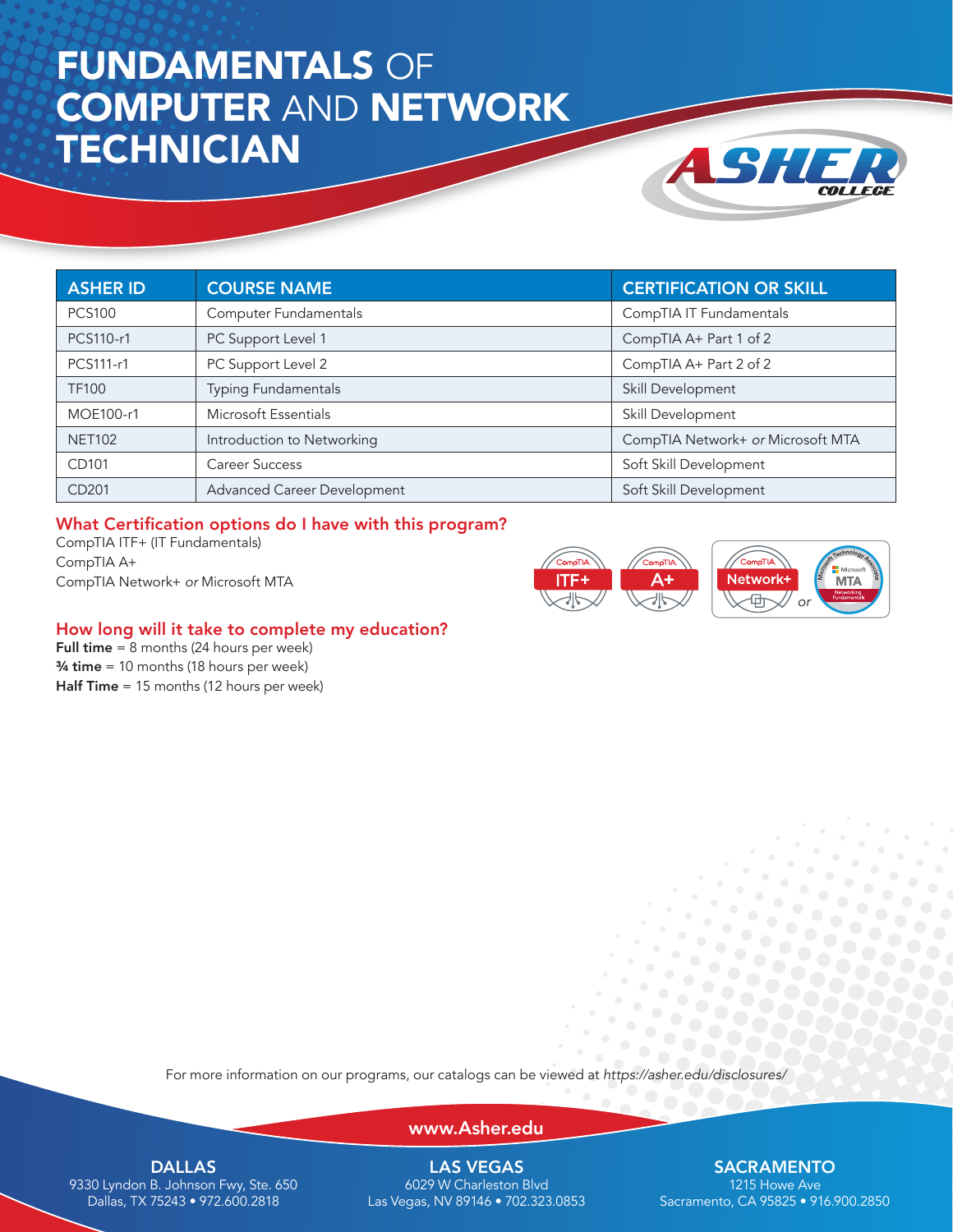# FUNDAMENTALS OF COMPUTER AND NETWORK TECHNICIAN

| ASHER ID | COURSE NAME | CERTIFICATION OR SKILL |
| --- | --- | --- |
| PCS100 | Computer Fundamentals | CompTIA IT Fundamentals |
| PCS110-r1 | PC Support Level 1 | CompTIA A+ Part 1 of 2 |
| PCS111-r1 | PC Support Level 2 | CompTIA A+ Part 2 of 2 |
| TF100 | Typing Fundamentals | Skill Development |
| MOE100-r1 | Microsoft Essentials | Skill Development |
| NET102 | Introduction to Networking | CompTIA Network+ *or* Microsoft MTA |
| CD101 | Career Success | Soft Skill Development |
| CD201 | Advanced Career Development | Soft Skill Development |

## What Certification options do I have with this program?

CompTIA ITF+ (IT Fundamentals)
CompTIA A+
CompTIA Network+ *or* Microsoft MTA

## How long will it take to complete my education?

**Full time** = 8 months (24 hours per week)
**¾ time** = 10 months (18 hours per week)
**Half Time** = 15 months (12 hours per week)

For more information on our programs, our catalogs can be viewed at *https://asher.edu/disclosures/*

www.Asher.edu

**DALLAS**
9330 Lyndon B. Johnson Fwy, Ste. 650
Dallas, TX 75243 • 972.600.2818

**LAS VEGAS**
6029 W Charleston Blvd
Las Vegas, NV 89146 • 702.323.0853

**SACRAMENTO**
1215 Howe Ave
Sacramento, CA 95825 • 916.900.2850